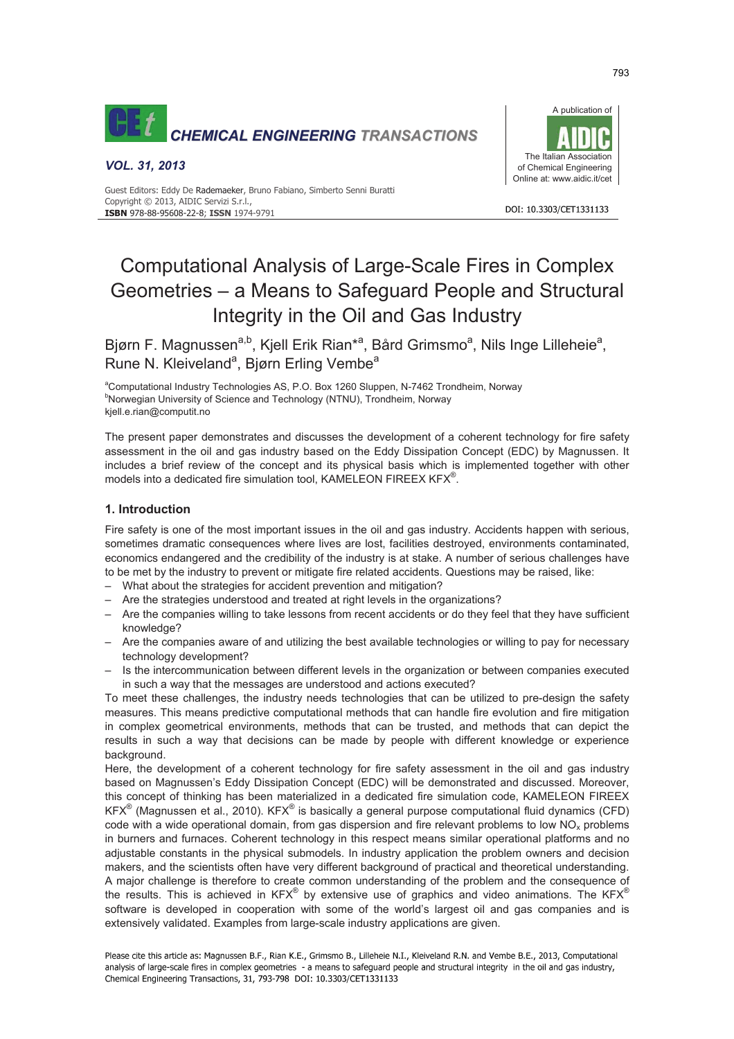# Computational Analysis of Large-Scale Fires in Complex Geometries – a Means to Safeguard People and Structural Integrity in the Oil and Gas Industry

Bjørn F. Magnussen[a,b], Kjell Erik Rian*[a], Bård Grimsmo[a], Nils Inge Lilleheie[a], Rune N. Kleiveland[a], Bjørn Erling Vembe[a]

[a]Computational Industry Technologies AS, P.O. Box 1260 Sluppen, N-7462 Trondheim, Norway
[b]Norwegian University of Science and Technology (NTNU), Trondheim, Norway
kjell.e.rian@computit.no

The present paper demonstrates and discusses the development of a coherent technology for fire safety assessment in the oil and gas industry based on the Eddy Dissipation Concept (EDC) by Magnussen. It includes a brief review of the concept and its physical basis which is implemented together with other models into a dedicated fire simulation tool, KAMELEON FIREEX KFX®.

## 1. Introduction

Fire safety is one of the most important issues in the oil and gas industry. Accidents happen with serious, sometimes dramatic consequences where lives are lost, facilities destroyed, environments contaminated, economics endangered and the credibility of the industry is at stake. A number of serious challenges have to be met by the industry to prevent or mitigate fire related accidents. Questions may be raised, like:

- What about the strategies for accident prevention and mitigation?
- Are the strategies understood and treated at right levels in the organizations?
- Are the companies willing to take lessons from recent accidents or do they feel that they have sufficient knowledge?
- Are the companies aware of and utilizing the best available technologies or willing to pay for necessary technology development?
- Is the intercommunication between different levels in the organization or between companies executed in such a way that the messages are understood and actions executed?

To meet these challenges, the industry needs technologies that can be utilized to pre-design the safety measures. This means predictive computational methods that can handle fire evolution and fire mitigation in complex geometrical environments, methods that can be trusted, and methods that can depict the results in such a way that decisions can be made by people with different knowledge or experience background.

Here, the development of a coherent technology for fire safety assessment in the oil and gas industry based on Magnussen's Eddy Dissipation Concept (EDC) will be demonstrated and discussed. Moreover, this concept of thinking has been materialized in a dedicated fire simulation code, KAMELEON FIREEX KFX® (Magnussen et al., 2010). KFX® is basically a general purpose computational fluid dynamics (CFD) code with a wide operational domain, from gas dispersion and fire relevant problems to low $NO_x$ problems in burners and furnaces. Coherent technology in this respect means similar operational platforms and no adjustable constants in the physical submodels. In industry application the problem owners and decision makers, and the scientists often have very different background of practical and theoretical understanding. A major challenge is therefore to create common understanding of the problem and the consequence of the results. This is achieved in KFX® by extensive use of graphics and video animations. The KFX® software is developed in cooperation with some of the world's largest oil and gas companies and is extensively validated. Examples from large-scale industry applications are given.

Please cite this article as: Magnussen B.F., Rian K.E., Grimsmo B., Lilleheie N.I., Kleiveland R.N. and Vembe B.E., 2013, Computational analysis of large-scale fires in complex geometries - a means to safeguard people and structural integrity in the oil and gas industry, Chemical Engineering Transactions, 31, 793-798 DOI: 10.3303/CET1331133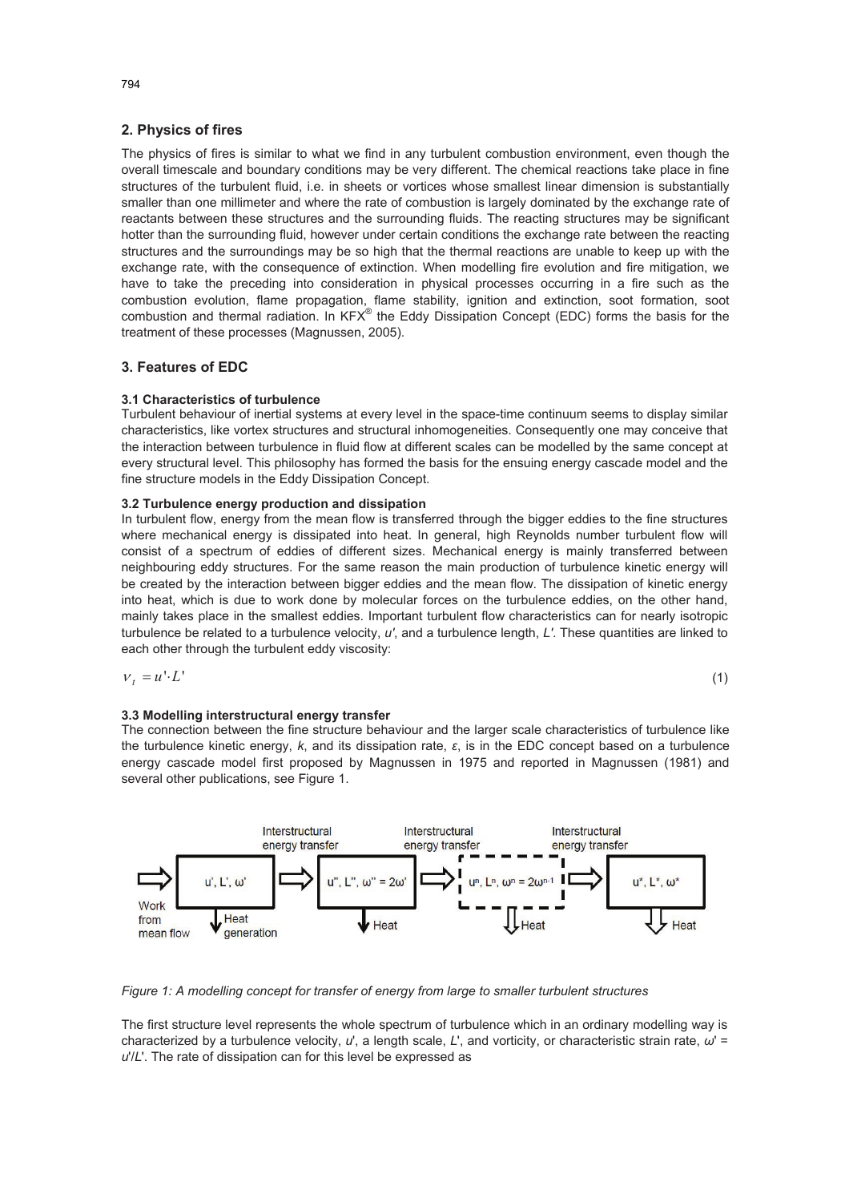## 2. Physics of fires

The physics of fires is similar to what we find in any turbulent combustion environment, even though the overall timescale and boundary conditions may be very different. The chemical reactions take place in fine structures of the turbulent fluid, i.e. in sheets or vortices whose smallest linear dimension is substantially smaller than one millimeter and where the rate of combustion is largely dominated by the exchange rate of reactants between these structures and the surrounding fluids. The reacting structures may be significant hotter than the surrounding fluid, however under certain conditions the exchange rate between the reacting structures and the surroundings may be so high that the thermal reactions are unable to keep up with the exchange rate, with the consequence of extinction. When modelling fire evolution and fire mitigation, we have to take the preceding into consideration in physical processes occurring in a fire such as the combustion evolution, flame propagation, flame stability, ignition and extinction, soot formation, soot combustion and thermal radiation. In KFX® the Eddy Dissipation Concept (EDC) forms the basis for the treatment of these processes (Magnussen, 2005).

## 3. Features of EDC

### 3.1 Characteristics of turbulence

Turbulent behaviour of inertial systems at every level in the space-time continuum seems to display similar characteristics, like vortex structures and structural inhomogeneities. Consequently one may conceive that the interaction between turbulence in fluid flow at different scales can be modelled by the same concept at every structural level. This philosophy has formed the basis for the ensuing energy cascade model and the fine structure models in the Eddy Dissipation Concept.

### 3.2 Turbulence energy production and dissipation

In turbulent flow, energy from the mean flow is transferred through the bigger eddies to the fine structures where mechanical energy is dissipated into heat. In general, high Reynolds number turbulent flow will consist of a spectrum of eddies of different sizes. Mechanical energy is mainly transferred between neighbouring eddy structures. For the same reason the main production of turbulence kinetic energy will be created by the interaction between bigger eddies and the mean flow. The dissipation of kinetic energy into heat, which is due to work done by molecular forces on the turbulence eddies, on the other hand, mainly takes place in the smallest eddies. Important turbulent flow characteristics can for nearly isotropic turbulence be related to a turbulence velocity, $u'$, and a turbulence length, $L'$. These quantities are linked to each other through the turbulent eddy viscosity:

$$\nu_t = u' \cdot L' \tag{1}$$

### 3.3 Modelling interstructural energy transfer

The connection between the fine structure behaviour and the larger scale characteristics of turbulence like the turbulence kinetic energy, $k$, and its dissipation rate, $\varepsilon$, is in the EDC concept based on a turbulence energy cascade model first proposed by Magnussen in 1975 and reported in Magnussen (1981) and several other publications, see Figure 1.

*Figure 1: A modelling concept for transfer of energy from large to smaller turbulent structures*

The first structure level represents the whole spectrum of turbulence which in an ordinary modelling way is characterized by a turbulence velocity, $u'$, a length scale, $L'$, and vorticity, or characteristic strain rate, $\omega' = u'/L'$. The rate of dissipation can for this level be expressed as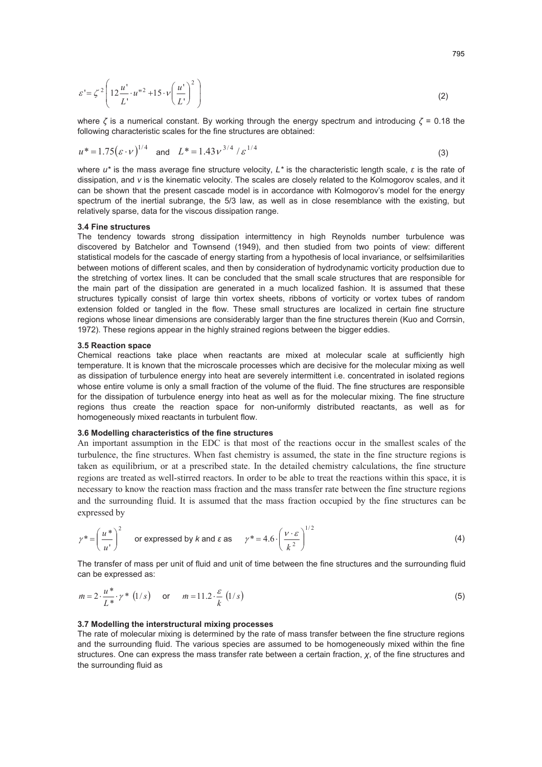$$\varepsilon' = \zeta^2 \left( 12 \frac{u'}{L'} \cdot u''^2 + 15 \cdot \nu \left( \frac{u'}{L'} \right)^2 \right) \tag{2}$$

where $\zeta$ is a numerical constant. By working through the energy spectrum and introducing $\zeta$ = 0.18 the following characteristic scales for the fine structures are obtained:

$$u^* = 1.75 (\varepsilon \cdot \nu)^{1/4} \quad \text{and} \quad L^* = 1.43 \nu^{3/4} / \varepsilon^{1/4} \tag{3}$$

where $u^*$ is the mass average fine structure velocity, $L^*$ is the characteristic length scale, $\varepsilon$ is the rate of dissipation, and $v$ is the kinematic velocity. The scales are closely related to the Kolmogorov scales, and it can be shown that the present cascade model is in accordance with Kolmogorov's model for the energy spectrum of the inertial subrange, the 5/3 law, as well as in close resemblance with the existing, but relatively sparse, data for the viscous dissipation range.

### 3.4 Fine structures

The tendency towards strong dissipation intermittency in high Reynolds number turbulence was discovered by Batchelor and Townsend (1949), and then studied from two points of view: different statistical models for the cascade of energy starting from a hypothesis of local invariance, or selfsimilarities between motions of different scales, and then by consideration of hydrodynamic vorticity production due to the stretching of vortex lines. It can be concluded that the small scale structures that are responsible for the main part of the dissipation are generated in a much localized fashion. It is assumed that these structures typically consist of large thin vortex sheets, ribbons of vorticity or vortex tubes of random extension folded or tangled in the flow. These small structures are localized in certain fine structure regions whose linear dimensions are considerably larger than the fine structures therein (Kuo and Corrsin, 1972). These regions appear in the highly strained regions between the bigger eddies.

### 3.5 Reaction space

Chemical reactions take place when reactants are mixed at molecular scale at sufficiently high temperature. It is known that the microscale processes which are decisive for the molecular mixing as well as dissipation of turbulence energy into heat are severely intermittent i.e. concentrated in isolated regions whose entire volume is only a small fraction of the volume of the fluid. The fine structures are responsible for the dissipation of turbulence energy into heat as well as for the molecular mixing. The fine structure regions thus create the reaction space for non-uniformly distributed reactants, as well as for homogeneously mixed reactants in turbulent flow.

### 3.6 Modelling characteristics of the fine structures

An important assumption in the EDC is that most of the reactions occur in the smallest scales of the turbulence, the fine structures. When fast chemistry is assumed, the state in the fine structure regions is taken as equilibrium, or at a prescribed state. In the detailed chemistry calculations, the fine structure regions are treated as well-stirred reactors. In order to be able to treat the reactions within this space, it is necessary to know the reaction mass fraction and the mass transfer rate between the fine structure regions and the surrounding fluid. It is assumed that the mass fraction occupied by the fine structures can be expressed by

$$\gamma^* = \left( \frac{u^*}{u'} \right)^2 \quad \text{or expressed by } k \text{ and } \varepsilon \text{ as} \quad \gamma^* = 4.6 \cdot \left( \frac{\nu \cdot \varepsilon}{k^2} \right)^{1/2} \tag{4}$$

The transfer of mass per unit of fluid and unit of time between the fine structures and the surrounding fluid can be expressed as:

$$m = 2 \cdot \frac{u^*}{L^*} \cdot \gamma^* \ (1/s) \quad \text{or} \quad m = 11.2 \cdot \frac{\varepsilon}{k} \ (1/s) \tag{5}$$

### 3.7 Modelling the interstructural mixing processes

The rate of molecular mixing is determined by the rate of mass transfer between the fine structure regions and the surrounding fluid. The various species are assumed to be homogeneously mixed within the fine structures. One can express the mass transfer rate between a certain fraction, $\chi$, of the fine structures and the surrounding fluid as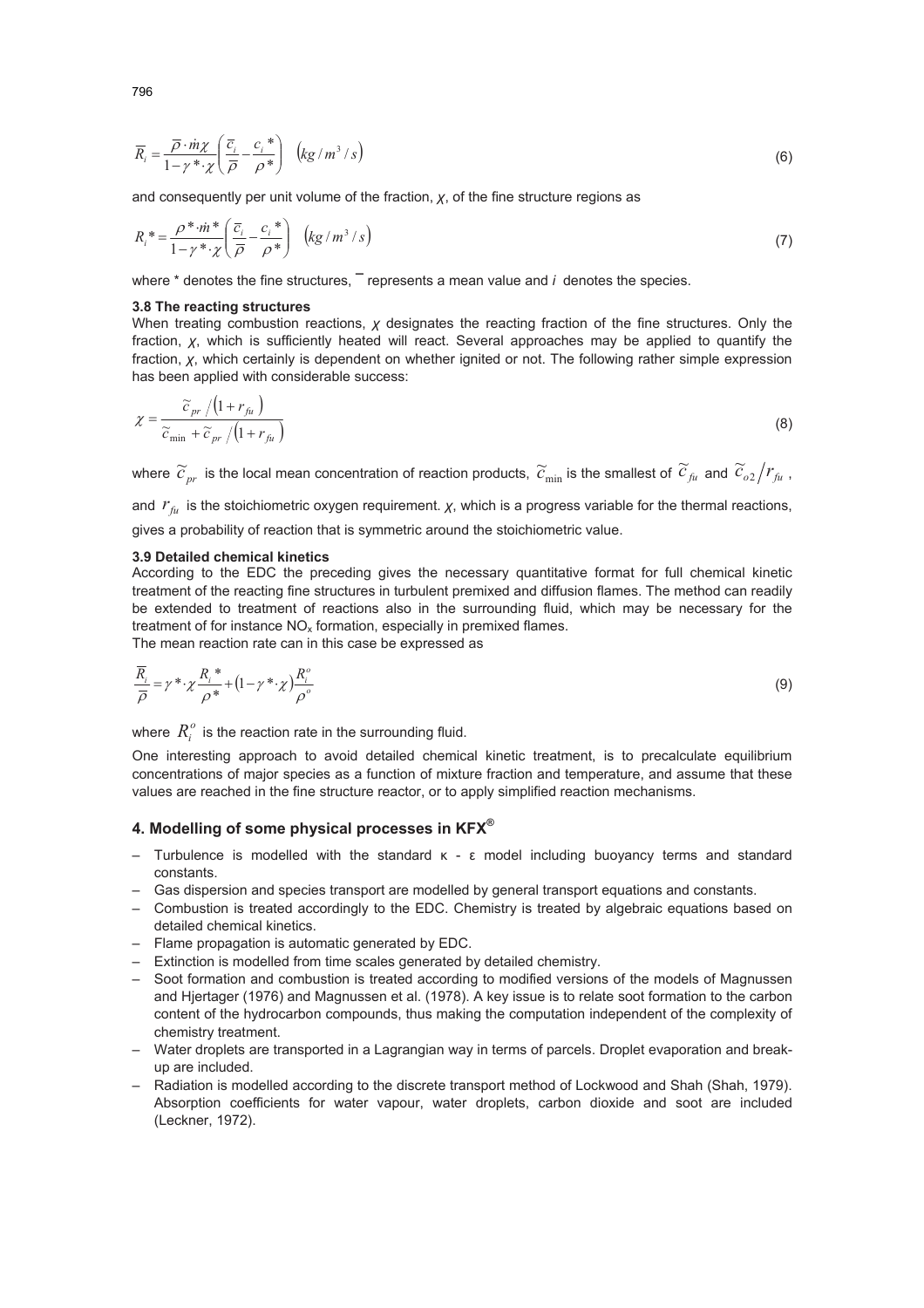$$\overline{R}_i = \frac{\overline{\rho} \cdot \dot{m} \chi}{1 - \gamma^* \cdot \chi} \left( \frac{\overline{c}_i}{\overline{\rho}} - \frac{c_i^*}{\rho^*} \right) \quad \left( kg/m^3/s \right) \tag{6}$$

and consequently per unit volume of the fraction, $\chi$, of the fine structure regions as

$$R_i^* = \frac{\rho^* \cdot \dot{m}^*}{1 - \gamma^* \cdot \chi} \left( \frac{\overline{c}_i}{\overline{\rho}} - \frac{c_i^*}{\rho^*} \right) \quad \left( kg/m^3/s \right) \tag{7}$$

where * denotes the fine structures, ¯ represents a mean value and $i$ denotes the species.

### 3.8 The reacting structures

When treating combustion reactions, $\chi$ designates the reacting fraction of the fine structures. Only the fraction, $\chi$, which is sufficiently heated will react. Several approaches may be applied to quantify the fraction, $\chi$, which certainly is dependent on whether ignited or not. The following rather simple expression has been applied with considerable success:

$$\chi = \frac{\tilde{c}_{pr} / \left(1 + r_{fu}\right)}{\tilde{c}_{\min} + \tilde{c}_{pr} / \left(1 + r_{fu}\right)} \tag{8}$$

where $\tilde{c}_{pr}$ is the local mean concentration of reaction products, $\tilde{c}_{\min}$ is the smallest of $\tilde{c}_{fu}$ and $\tilde{c}_{o2} / r_{fu}$, and $r_{fu}$ is the stoichiometric oxygen requirement. $\chi$, which is a progress variable for the thermal reactions, gives a probability of reaction that is symmetric around the stoichiometric value.

### 3.9 Detailed chemical kinetics

According to the EDC the preceding gives the necessary quantitative format for full chemical kinetic treatment of the reacting fine structures in turbulent premixed and diffusion flames. The method can readily be extended to treatment of reactions also in the surrounding fluid, which may be necessary for the treatment of for instance $NO_x$ formation, especially in premixed flames.

The mean reaction rate can in this case be expressed as

$$\frac{\overline{R}_i}{\overline{\rho}} = \gamma^* \cdot \chi \frac{R_i^*}{\rho^*} + \left(1 - \gamma^* \cdot \chi\right) \frac{R_i^o}{\rho^o} \tag{9}$$

where $R_i^o$ is the reaction rate in the surrounding fluid.

One interesting approach to avoid detailed chemical kinetic treatment, is to precalculate equilibrium concentrations of major species as a function of mixture fraction and temperature, and assume that these values are reached in the fine structure reactor, or to apply simplified reaction mechanisms.

## 4. Modelling of some physical processes in KFX®

- Turbulence is modelled with the standard κ - ε model including buoyancy terms and standard constants.
- Gas dispersion and species transport are modelled by general transport equations and constants.
- Combustion is treated accordingly to the EDC. Chemistry is treated by algebraic equations based on detailed chemical kinetics.
- Flame propagation is automatic generated by EDC.
- Extinction is modelled from time scales generated by detailed chemistry.
- Soot formation and combustion is treated according to modified versions of the models of Magnussen and Hjertager (1976) and Magnussen et al. (1978). A key issue is to relate soot formation to the carbon content of the hydrocarbon compounds, thus making the computation independent of the complexity of chemistry treatment.
- Water droplets are transported in a Lagrangian way in terms of parcels. Droplet evaporation and break-up are included.
- Radiation is modelled according to the discrete transport method of Lockwood and Shah (Shah, 1979). Absorption coefficients for water vapour, water droplets, carbon dioxide and soot are included (Leckner, 1972).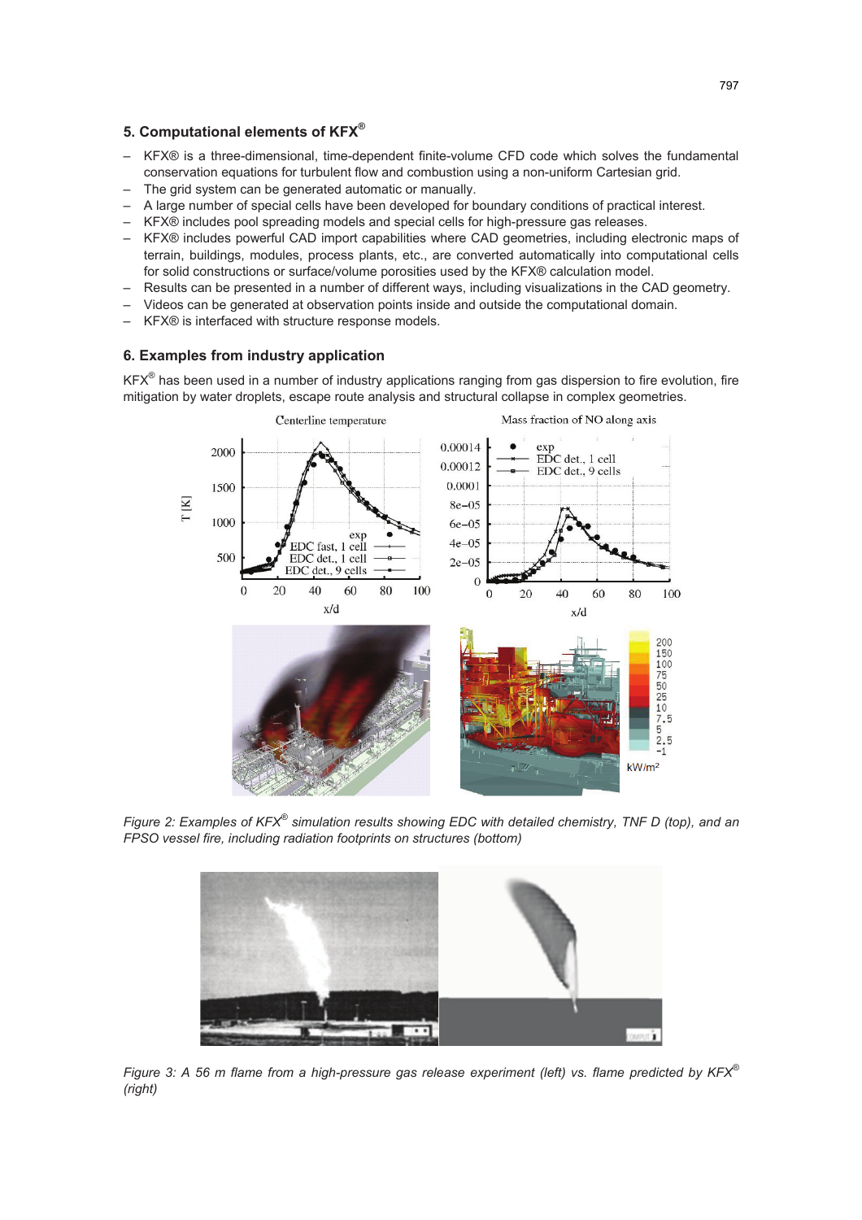## 5. Computational elements of KFX®

- KFX® is a three-dimensional, time-dependent finite-volume CFD code which solves the fundamental conservation equations for turbulent flow and combustion using a non-uniform Cartesian grid.
- The grid system can be generated automatic or manually.
- A large number of special cells have been developed for boundary conditions of practical interest.
- KFX® includes pool spreading models and special cells for high-pressure gas releases.
- KFX® includes powerful CAD import capabilities where CAD geometries, including electronic maps of terrain, buildings, modules, process plants, etc., are converted automatically into computational cells for solid constructions or surface/volume porosities used by the KFX® calculation model.
- Results can be presented in a number of different ways, including visualizations in the CAD geometry.
- Videos can be generated at observation points inside and outside the computational domain.
- KFX® is interfaced with structure response models.

## 6. Examples from industry application

KFX® has been used in a number of industry applications ranging from gas dispersion to fire evolution, fire mitigation by water droplets, escape route analysis and structural collapse in complex geometries.

*Figure 2: Examples of KFX® simulation results showing EDC with detailed chemistry, TNF D (top), and an FPSO vessel fire, including radiation footprints on structures (bottom)*

*Figure 3: A 56 m flame from a high-pressure gas release experiment (left) vs. flame predicted by KFX® (right)*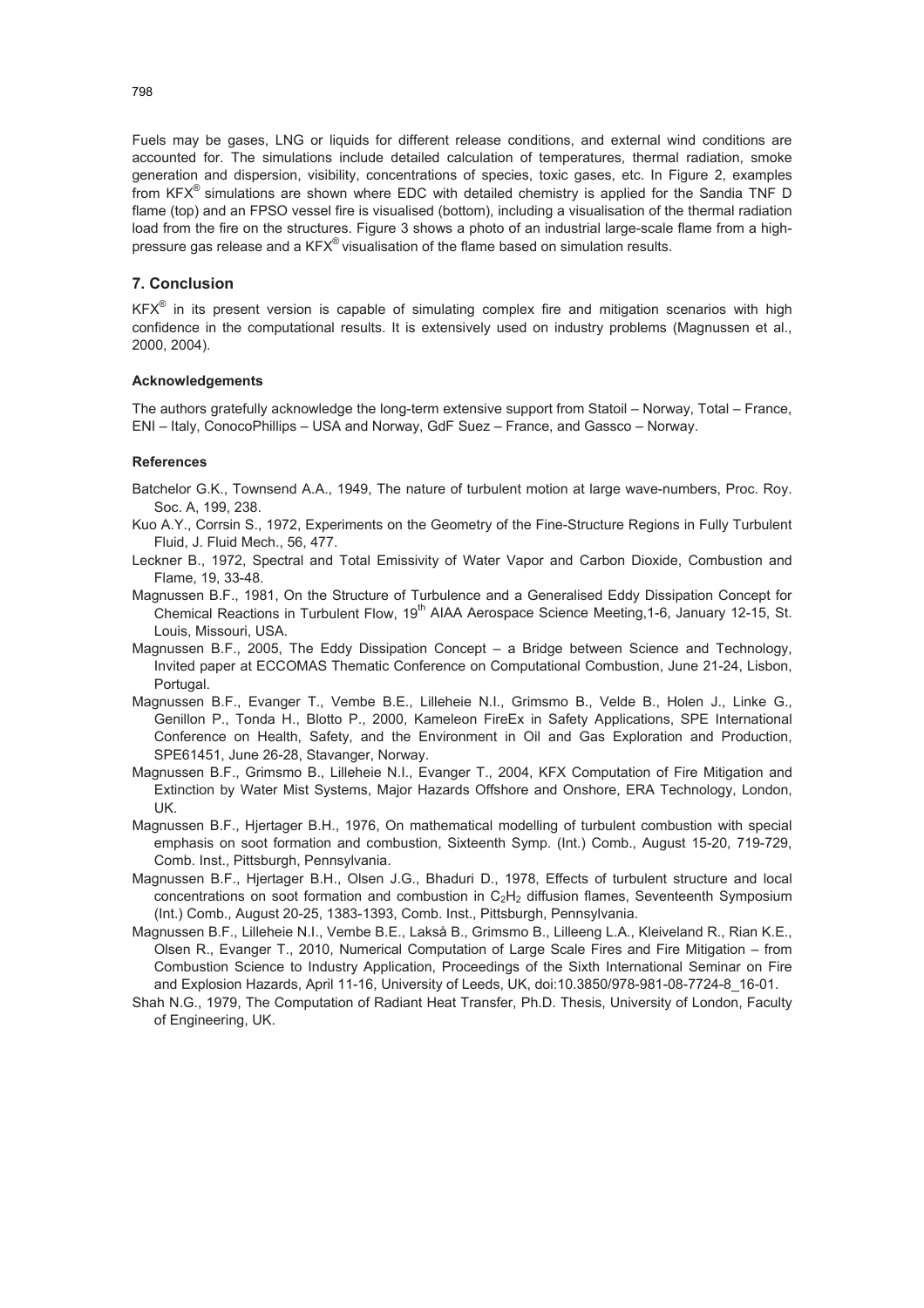Fuels may be gases, LNG or liquids for different release conditions, and external wind conditions are accounted for. The simulations include detailed calculation of temperatures, thermal radiation, smoke generation and dispersion, visibility, concentrations of species, toxic gases, etc. In Figure 2, examples from KFX® simulations are shown where EDC with detailed chemistry is applied for the Sandia TNF D flame (top) and an FPSO vessel fire is visualised (bottom), including a visualisation of the thermal radiation load from the fire on the structures. Figure 3 shows a photo of an industrial large-scale flame from a high-pressure gas release and a KFX® visualisation of the flame based on simulation results.

## 7. Conclusion

KFX® in its present version is capable of simulating complex fire and mitigation scenarios with high confidence in the computational results. It is extensively used on industry problems (Magnussen et al., 2000, 2004).

#### Acknowledgements

The authors gratefully acknowledge the long-term extensive support from Statoil – Norway, Total – France, ENI – Italy, ConocoPhillips – USA and Norway, GdF Suez – France, and Gassco – Norway.

#### References

Batchelor G.K., Townsend A.A., 1949, The nature of turbulent motion at large wave-numbers, Proc. Roy. Soc. A, 199, 238.

Kuo A.Y., Corrsin S., 1972, Experiments on the Geometry of the Fine-Structure Regions in Fully Turbulent Fluid, J. Fluid Mech., 56, 477.

Leckner B., 1972, Spectral and Total Emissivity of Water Vapor and Carbon Dioxide, Combustion and Flame, 19, 33-48.

Magnussen B.F., 1981, On the Structure of Turbulence and a Generalised Eddy Dissipation Concept for Chemical Reactions in Turbulent Flow, 19th AIAA Aerospace Science Meeting,1-6, January 12-15, St. Louis, Missouri, USA.

Magnussen B.F., 2005, The Eddy Dissipation Concept – a Bridge between Science and Technology, Invited paper at ECCOMAS Thematic Conference on Computational Combustion, June 21-24, Lisbon, Portugal.

Magnussen B.F., Evanger T., Vembe B.E., Lilleheie N.I., Grimsmo B., Velde B., Holen J., Linke G., Genillon P., Tonda H., Blotto P., 2000, Kameleon FireEx in Safety Applications, SPE International Conference on Health, Safety, and the Environment in Oil and Gas Exploration and Production, SPE61451, June 26-28, Stavanger, Norway.

Magnussen B.F., Grimsmo B., Lilleheie N.I., Evanger T., 2004, KFX Computation of Fire Mitigation and Extinction by Water Mist Systems, Major Hazards Offshore and Onshore, ERA Technology, London, UK.

Magnussen B.F., Hjertager B.H., 1976, On mathematical modelling of turbulent combustion with special emphasis on soot formation and combustion, Sixteenth Symp. (Int.) Comb., August 15-20, 719-729, Comb. Inst., Pittsburgh, Pennsylvania.

Magnussen B.F., Hjertager B.H., Olsen J.G., Bhaduri D., 1978, Effects of turbulent structure and local concentrations on soot formation and combustion in $C_2H_2$ diffusion flames, Seventeenth Symposium (Int.) Comb., August 20-25, 1383-1393, Comb. Inst., Pittsburgh, Pennsylvania.

Magnussen B.F., Lilleheie N.I., Vembe B.E., Lakså B., Grimsmo B., Lilleeng L.A., Kleiveland R., Rian K.E., Olsen R., Evanger T., 2010, Numerical Computation of Large Scale Fires and Fire Mitigation – from Combustion Science to Industry Application, Proceedings of the Sixth International Seminar on Fire and Explosion Hazards, April 11-16, University of Leeds, UK, doi:10.3850/978-981-08-7724-8_16-01.

Shah N.G., 1979, The Computation of Radiant Heat Transfer, Ph.D. Thesis, University of London, Faculty of Engineering, UK.